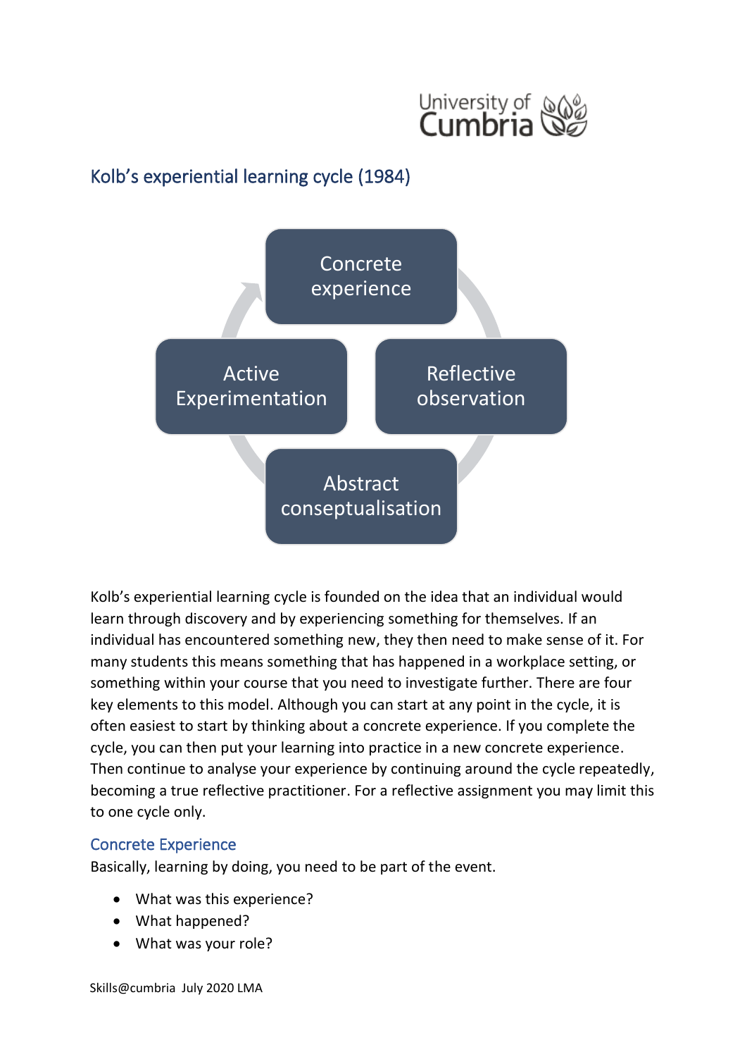# Kolb's experiential learning cycle (1984)

Concrete experience

Reflective observation

Abstract conseptualisation

Active Experimentation

Kolb's experiential learning cycle is founded on the idea that an individual would learn through discovery and by experiencing something for themselves. If an individual has encountered something new, they then need to make sense of it. For many students this means something that has happened in a workplace setting, or something within your course that you need to investigate further. There are four key elements to this model. Although you can start at any point in the cycle, it is often easiest to start by thinking about a concrete experience. If you complete the cycle, you can then put your learning into practice in a new concrete experience. Then continue to analyse your experience by continuing around the cycle repeatedly, becoming a true reflective practitioner. For a reflective assignment you may limit this to one cycle only.

## Concrete Experience

Basically, learning by doing, you need to be part of the event.

- What was this experience?
- What happened?
- What was your role?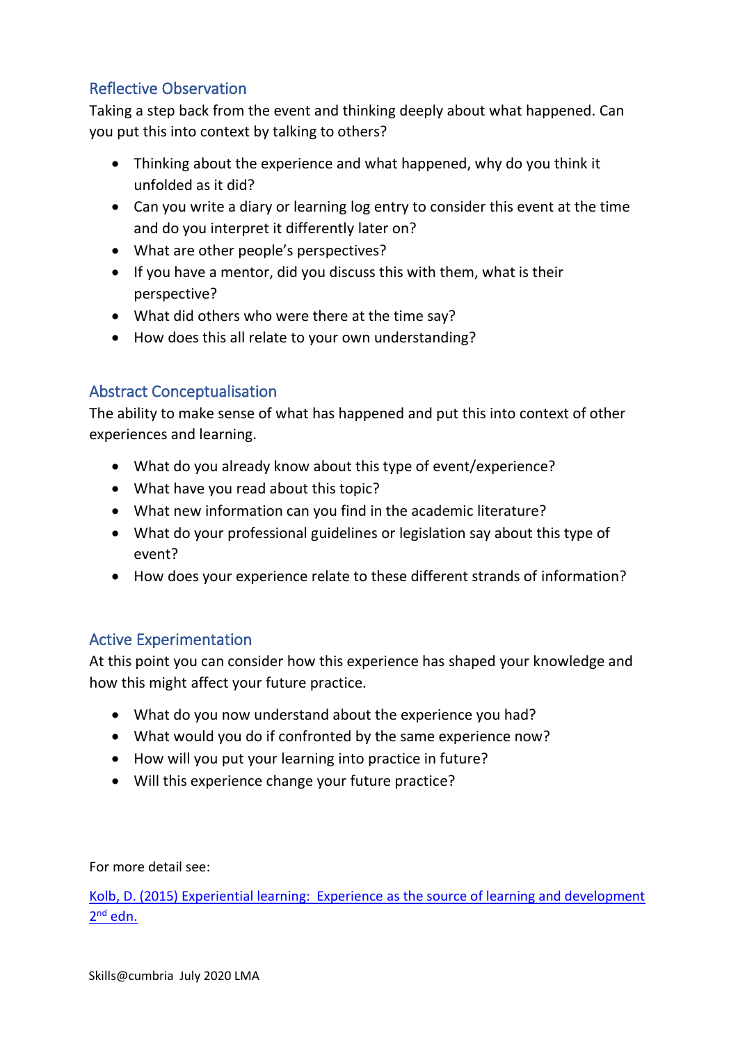## Reflective Observation

Taking a step back from the event and thinking deeply about what happened. Can you put this into context by talking to others?

- Thinking about the experience and what happened, why do you think it unfolded as it did?
- Can you write a diary or learning log entry to consider this event at the time and do you interpret it differently later on?
- What are other people's perspectives?
- If you have a mentor, did you discuss this with them, what is their perspective?
- What did others who were there at the time say?
- How does this all relate to your own understanding?

## Abstract Conceptualisation

The ability to make sense of what has happened and put this into context of other experiences and learning.

- What do you already know about this type of event/experience?
- What have you read about this topic?
- What new information can you find in the academic literature?
- What do your professional guidelines or legislation say about this type of event?
- How does your experience relate to these different strands of information?

## Active Experimentation

At this point you can consider how this experience has shaped your knowledge and how this might affect your future practice.

- What do you now understand about the experience you had?
- What would you do if confronted by the same experience now?
- How will you put your learning into practice in future?
- Will this experience change your future practice?

For more detail see:

Kolb, D. (2015) Experiential learning: Experience as the source of learning and development 2nd edn.

Skills@cumbria July 2020 LMA